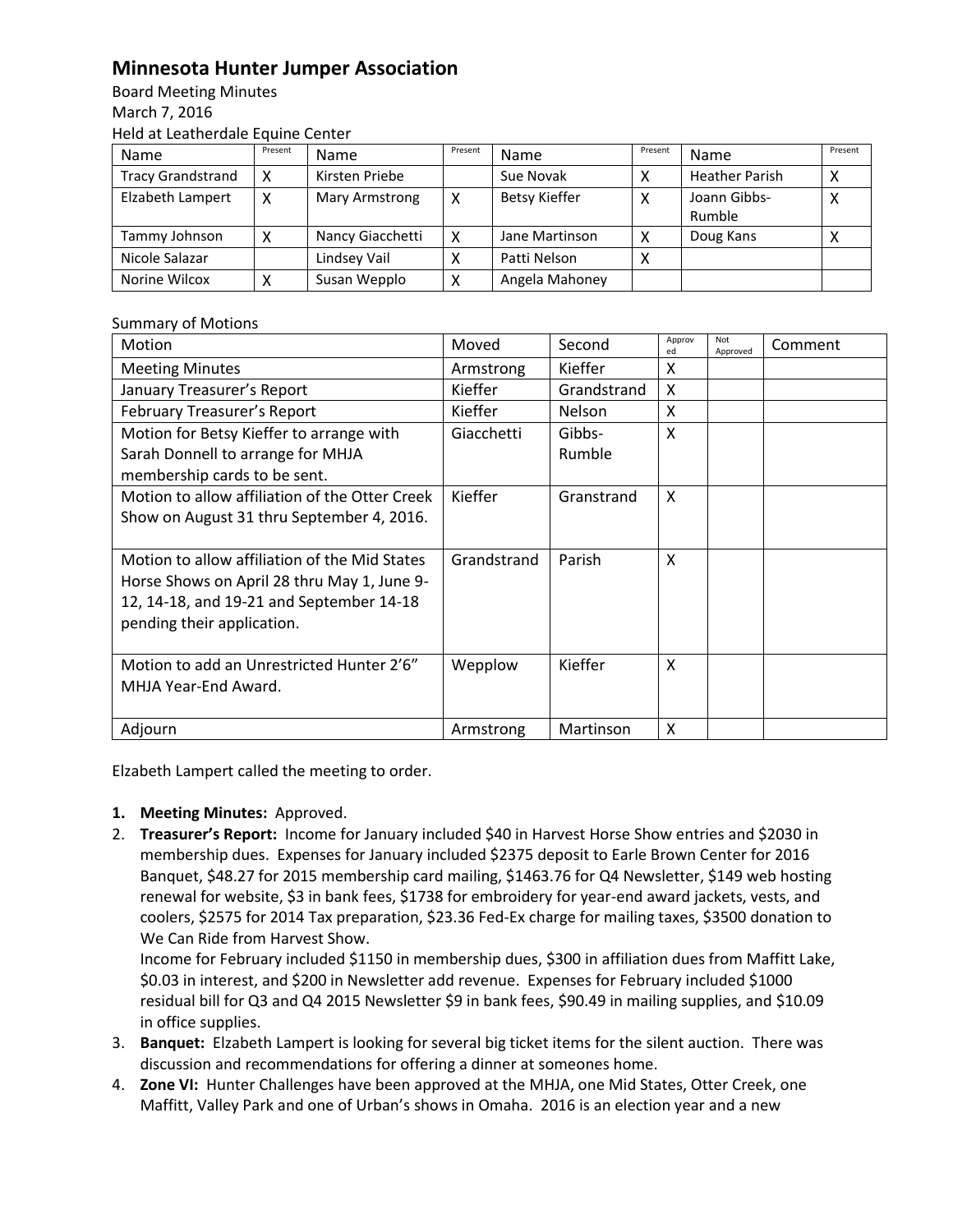## Minnesota Hunter Jumper Association

Board Meeting Minutes
March 7, 2016
Held at Leatherdale Equine Center

| Name | Present | Name | Present | Name | Present | Name | Present |
|---|---|---|---|---|---|---|---|
| Tracy Grandstrand | X | Kirsten Priebe | | Sue Novak | X | Heather Parish | X |
| Elzabeth Lampert | X | Mary Armstrong | X | Betsy Kieffer | X | Joann Gibbs-Rumble | X |
| Tammy Johnson | X | Nancy Giacchetti | X | Jane Martinson | X | Doug Kans | X |
| Nicole Salazar | | Lindsey Vail | X | Patti Nelson | X | | |
| Norine Wilcox | X | Susan Wepplo | X | Angela Mahoney | | | |

Summary of Motions

| Motion | Moved | Second | Approved | Not Approved | Comment |
|---|---|---|---|---|---|
| Meeting Minutes | Armstrong | Kieffer | X | | |
| January Treasurer's Report | Kieffer | Grandstrand | X | | |
| February Treasurer's Report | Kieffer | Nelson | X | | |
| Motion for Betsy Kieffer to arrange with Sarah Donnell to arrange for MHJA membership cards to be sent. | Giacchetti | Gibbs-Rumble | X | | |
| Motion to allow affiliation of the Otter Creek Show on August 31 thru September 4, 2016. | Kieffer | Granstrand | X | | |
| Motion to allow affiliation of the Mid States Horse Shows on April 28 thru May 1, June 9-12, 14-18, and 19-21 and September 14-18 pending their application. | Grandstrand | Parish | X | | |
| Motion to add an Unrestricted Hunter 2'6" MHJA Year-End Award. | Wepplow | Kieffer | X | | |
| Adjourn | Armstrong | Martinson | X | | |

Elzabeth Lampert called the meeting to order.

1. **Meeting Minutes:** Approved.
2. **Treasurer's Report:** Income for January included $40 in Harvest Horse Show entries and $2030 in membership dues. Expenses for January included $2375 deposit to Earle Brown Center for 2016 Banquet, $48.27 for 2015 membership card mailing, $1463.76 for Q4 Newsletter, $149 web hosting renewal for website, $3 in bank fees, $1738 for embroidery for year-end award jackets, vests, and coolers, $2575 for 2014 Tax preparation, $23.36 Fed-Ex charge for mailing taxes, $3500 donation to We Can Ride from Harvest Show.
   Income for February included $1150 in membership dues, $300 in affiliation dues from Maffitt Lake, $0.03 in interest, and $200 in Newsletter add revenue. Expenses for February included $1000 residual bill for Q3 and Q4 2015 Newsletter $9 in bank fees, $90.49 in mailing supplies, and $10.09 in office supplies.
3. **Banquet:** Elzabeth Lampert is looking for several big ticket items for the silent auction. There was discussion and recommendations for offering a dinner at someones home.
4. **Zone VI:** Hunter Challenges have been approved at the MHJA, one Mid States, Otter Creek, one Maffitt, Valley Park and one of Urban's shows in Omaha. 2016 is an election year and a new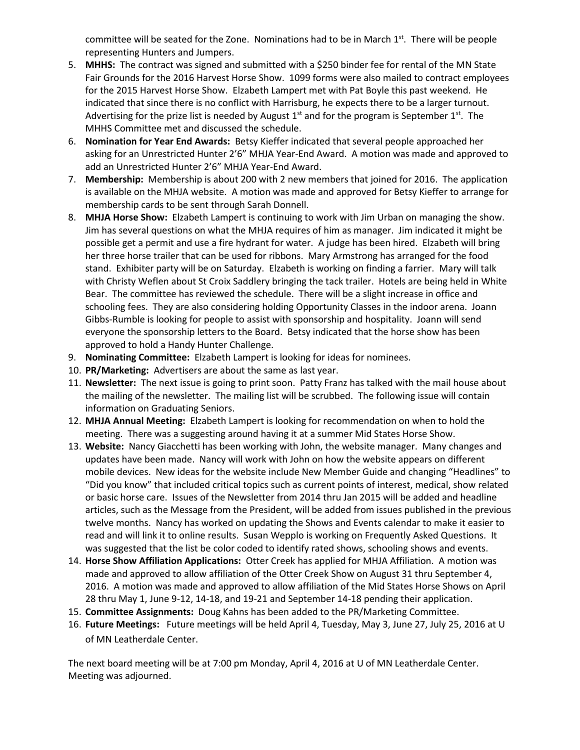committee will be seated for the Zone. Nominations had to be in March 1st. There will be people representing Hunters and Jumpers.

5. **MHHS:** The contract was signed and submitted with a $250 binder fee for rental of the MN State Fair Grounds for the 2016 Harvest Horse Show. 1099 forms were also mailed to contract employees for the 2015 Harvest Horse Show. Elzabeth Lampert met with Pat Boyle this past weekend. He indicated that since there is no conflict with Harrisburg, he expects there to be a larger turnout. Advertising for the prize list is needed by August 1st and for the program is September 1st. The MHHS Committee met and discussed the schedule.
6. **Nomination for Year End Awards:** Betsy Kieffer indicated that several people approached her asking for an Unrestricted Hunter 2'6" MHJA Year-End Award. A motion was made and approved to add an Unrestricted Hunter 2'6" MHJA Year-End Award.
7. **Membership:** Membership is about 200 with 2 new members that joined for 2016. The application is available on the MHJA website. A motion was made and approved for Betsy Kieffer to arrange for membership cards to be sent through Sarah Donnell.
8. **MHJA Horse Show:** Elzabeth Lampert is continuing to work with Jim Urban on managing the show. Jim has several questions on what the MHJA requires of him as manager. Jim indicated it might be possible get a permit and use a fire hydrant for water. A judge has been hired. Elzabeth will bring her three horse trailer that can be used for ribbons. Mary Armstrong has arranged for the food stand. Exhibiter party will be on Saturday. Elzabeth is working on finding a farrier. Mary will talk with Christy Weflen about St Croix Saddlery bringing the tack trailer. Hotels are being held in White Bear. The committee has reviewed the schedule. There will be a slight increase in office and schooling fees. They are also considering holding Opportunity Classes in the indoor arena. Joann Gibbs-Rumble is looking for people to assist with sponsorship and hospitality. Joann will send everyone the sponsorship letters to the Board. Betsy indicated that the horse show has been approved to hold a Handy Hunter Challenge.
9. **Nominating Committee:** Elzabeth Lampert is looking for ideas for nominees.
10. **PR/Marketing:** Advertisers are about the same as last year.
11. **Newsletter:** The next issue is going to print soon. Patty Franz has talked with the mail house about the mailing of the newsletter. The mailing list will be scrubbed. The following issue will contain information on Graduating Seniors.
12. **MHJA Annual Meeting:** Elzabeth Lampert is looking for recommendation on when to hold the meeting. There was a suggesting around having it at a summer Mid States Horse Show.
13. **Website:** Nancy Giacchetti has been working with John, the website manager. Many changes and updates have been made. Nancy will work with John on how the website appears on different mobile devices. New ideas for the website include New Member Guide and changing "Headlines" to "Did you know" that included critical topics such as current points of interest, medical, show related or basic horse care. Issues of the Newsletter from 2014 thru Jan 2015 will be added and headline articles, such as the Message from the President, will be added from issues published in the previous twelve months. Nancy has worked on updating the Shows and Events calendar to make it easier to read and will link it to online results. Susan Wepplo is working on Frequently Asked Questions. It was suggested that the list be color coded to identify rated shows, schooling shows and events.
14. **Horse Show Affiliation Applications:** Otter Creek has applied for MHJA Affiliation. A motion was made and approved to allow affiliation of the Otter Creek Show on August 31 thru September 4, 2016. A motion was made and approved to allow affiliation of the Mid States Horse Shows on April 28 thru May 1, June 9-12, 14-18, and 19-21 and September 14-18 pending their application.
15. **Committee Assignments:** Doug Kahns has been added to the PR/Marketing Committee.
16. **Future Meetings:** Future meetings will be held April 4, Tuesday, May 3, June 27, July 25, 2016 at U of MN Leatherdale Center.

The next board meeting will be at 7:00 pm Monday, April 4, 2016 at U of MN Leatherdale Center. Meeting was adjourned.